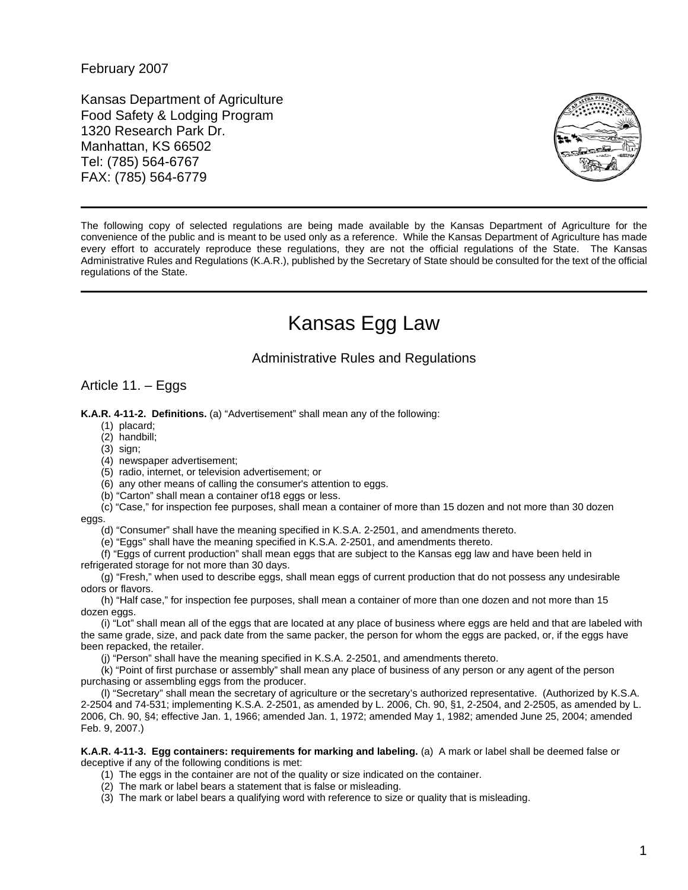February 2007

Kansas Department of Agriculture
Food Safety & Lodging Program
1320 Research Park Dr.
Manhattan, KS 66502
Tel: (785) 564-6767
FAX: (785) 564-6779

---

The following copy of selected regulations are being made available by the Kansas Department of Agriculture for the convenience of the public and is meant to be used only as a reference. While the Kansas Department of Agriculture has made every effort to accurately reproduce these regulations, they are not the official regulations of the State. The Kansas Administrative Rules and Regulations (K.A.R.), published by the Secretary of State should be consulted for the text of the official regulations of the State.

---

# Kansas Egg Law

## Administrative Rules and Regulations

### Article 11. – Eggs

**K.A.R. 4-11-2. Definitions.** (a) "Advertisement" shall mean any of the following:

(1) placard;
(2) handbill;
(3) sign;
(4) newspaper advertisement;
(5) radio, internet, or television advertisement; or
(6) any other means of calling the consumer's attention to eggs.

(b) "Carton" shall mean a container of18 eggs or less.

(c) "Case," for inspection fee purposes, shall mean a container of more than 15 dozen and not more than 30 dozen eggs.

(d) "Consumer" shall have the meaning specified in K.S.A. 2-2501, and amendments thereto.

(e) "Eggs" shall have the meaning specified in K.S.A. 2-2501, and amendments thereto.

(f) "Eggs of current production" shall mean eggs that are subject to the Kansas egg law and have been held in refrigerated storage for not more than 30 days.

(g) "Fresh," when used to describe eggs, shall mean eggs of current production that do not possess any undesirable odors or flavors.

(h) "Half case," for inspection fee purposes, shall mean a container of more than one dozen and not more than 15 dozen eggs.

(i) "Lot" shall mean all of the eggs that are located at any place of business where eggs are held and that are labeled with the same grade, size, and pack date from the same packer, the person for whom the eggs are packed, or, if the eggs have been repacked, the retailer.

(j) "Person" shall have the meaning specified in K.S.A. 2-2501, and amendments thereto.

(k) "Point of first purchase or assembly" shall mean any place of business of any person or any agent of the person purchasing or assembling eggs from the producer.

(l) "Secretary" shall mean the secretary of agriculture or the secretary's authorized representative. (Authorized by K.S.A. 2-2504 and 74-531; implementing K.S.A. 2-2501, as amended by L. 2006, Ch. 90, §1, 2-2504, and 2-2505, as amended by L. 2006, Ch. 90, §4; effective Jan. 1, 1966; amended Jan. 1, 1972; amended May 1, 1982; amended June 25, 2004; amended Feb. 9, 2007.)

**K.A.R. 4-11-3. Egg containers: requirements for marking and labeling.** (a) A mark or label shall be deemed false or deceptive if any of the following conditions is met:

(1) The eggs in the container are not of the quality or size indicated on the container.
(2) The mark or label bears a statement that is false or misleading.
(3) The mark or label bears a qualifying word with reference to size or quality that is misleading.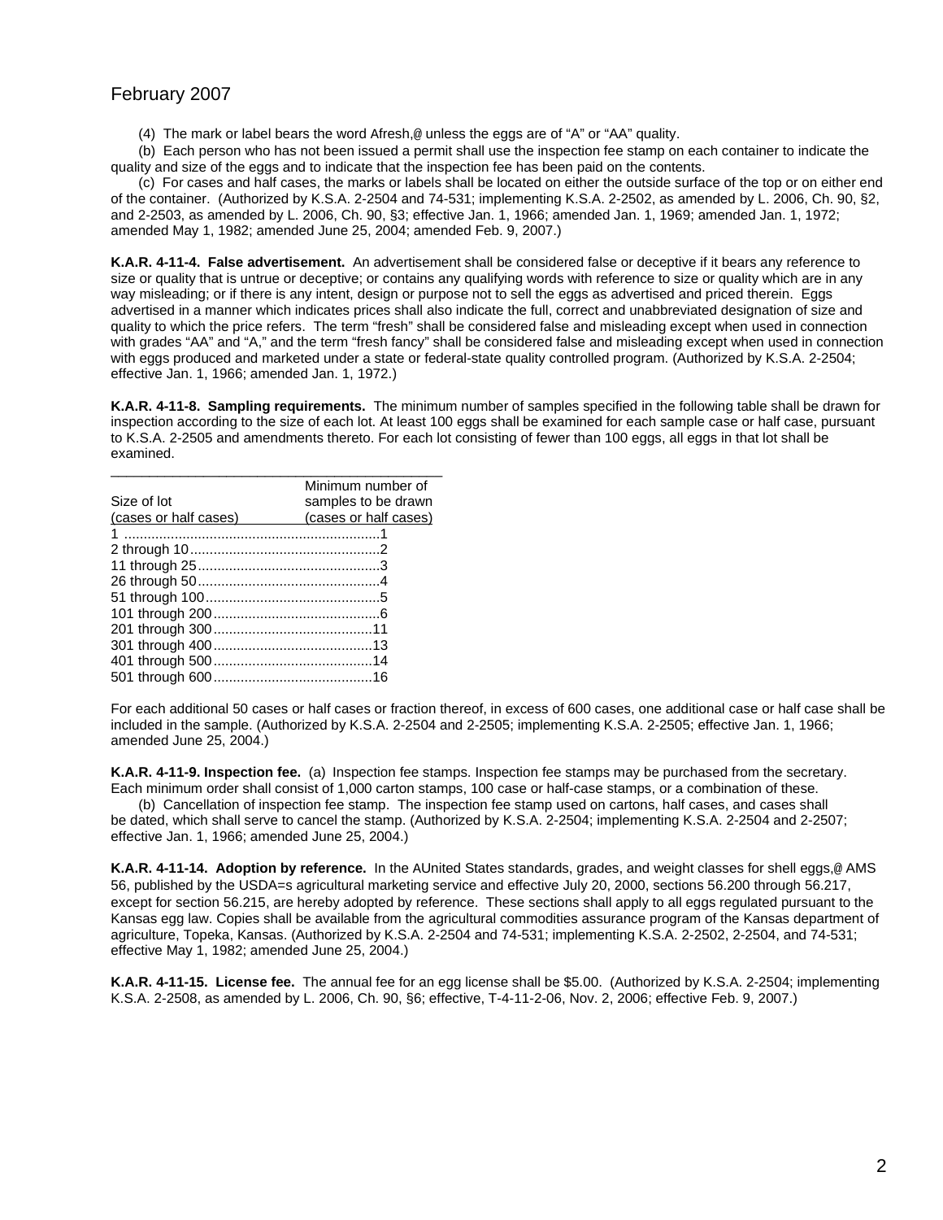February 2007

(4) The mark or label bears the word Afresh,@ unless the eggs are of "A" or "AA" quality.

(b) Each person who has not been issued a permit shall use the inspection fee stamp on each container to indicate the quality and size of the eggs and to indicate that the inspection fee has been paid on the contents.

(c) For cases and half cases, the marks or labels shall be located on either the outside surface of the top or on either end of the container. (Authorized by K.S.A. 2-2504 and 74-531; implementing K.S.A. 2-2502, as amended by L. 2006, Ch. 90, §2, and 2-2503, as amended by L. 2006, Ch. 90, §3; effective Jan. 1, 1966; amended Jan. 1, 1969; amended Jan. 1, 1972; amended May 1, 1982; amended June 25, 2004; amended Feb. 9, 2007.)

**K.A.R. 4-11-4. False advertisement.** An advertisement shall be considered false or deceptive if it bears any reference to size or quality that is untrue or deceptive; or contains any qualifying words with reference to size or quality which are in any way misleading; or if there is any intent, design or purpose not to sell the eggs as advertised and priced therein. Eggs advertised in a manner which indicates prices shall also indicate the full, correct and unabbreviated designation of size and quality to which the price refers. The term "fresh" shall be considered false and misleading except when used in connection with grades "AA" and "A," and the term "fresh fancy" shall be considered false and misleading except when used in connection with eggs produced and marketed under a state or federal-state quality controlled program. (Authorized by K.S.A. 2-2504; effective Jan. 1, 1966; amended Jan. 1, 1972.)

**K.A.R. 4-11-8. Sampling requirements.** The minimum number of samples specified in the following table shall be drawn for inspection according to the size of each lot. At least 100 eggs shall be examined for each sample case or half case, pursuant to K.S.A. 2-2505 and amendments thereto. For each lot consisting of fewer than 100 eggs, all eggs in that lot shall be examined.

| Size of lot (cases or half cases) | Minimum number of samples to be drawn (cases or half cases) |
|---|---|
| 1 | 1 |
| 2 through 10 | 2 |
| 11 through 25 | 3 |
| 26 through 50 | 4 |
| 51 through 100 | 5 |
| 101 through 200 | 6 |
| 201 through 300 | 11 |
| 301 through 400 | 13 |
| 401 through 500 | 14 |
| 501 through 600 | 16 |

For each additional 50 cases or half cases or fraction thereof, in excess of 600 cases, one additional case or half case shall be included in the sample. (Authorized by K.S.A. 2-2504 and 2-2505; implementing K.S.A. 2-2505; effective Jan. 1, 1966; amended June 25, 2004.)

**K.A.R. 4-11-9. Inspection fee.** (a) Inspection fee stamps. Inspection fee stamps may be purchased from the secretary. Each minimum order shall consist of 1,000 carton stamps, 100 case or half-case stamps, or a combination of these.

(b) Cancellation of inspection fee stamp. The inspection fee stamp used on cartons, half cases, and cases shall be dated, which shall serve to cancel the stamp. (Authorized by K.S.A. 2-2504; implementing K.S.A. 2-2504 and 2-2507; effective Jan. 1, 1966; amended June 25, 2004.)

**K.A.R. 4-11-14. Adoption by reference.** In the AUnited States standards, grades, and weight classes for shell eggs,@ AMS 56, published by the USDA=s agricultural marketing service and effective July 20, 2000, sections 56.200 through 56.217, except for section 56.215, are hereby adopted by reference. These sections shall apply to all eggs regulated pursuant to the Kansas egg law. Copies shall be available from the agricultural commodities assurance program of the Kansas department of agriculture, Topeka, Kansas. (Authorized by K.S.A. 2-2504 and 74-531; implementing K.S.A. 2-2502, 2-2504, and 74-531; effective May 1, 1982; amended June 25, 2004.)

**K.A.R. 4-11-15. License fee.** The annual fee for an egg license shall be $5.00. (Authorized by K.S.A. 2-2504; implementing K.S.A. 2-2508, as amended by L. 2006, Ch. 90, §6; effective, T-4-11-2-06, Nov. 2, 2006; effective Feb. 9, 2007.)